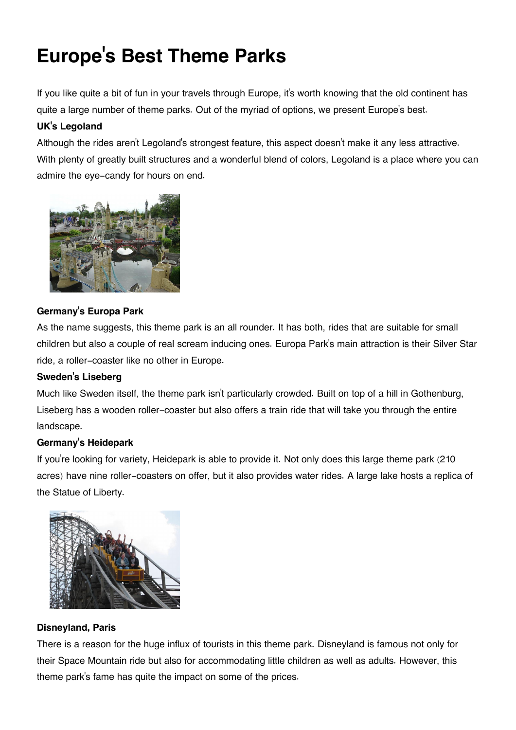# Europe's Best Theme Parks

If you like quite a bit of fun in your travels through Europe, it's worth knowing that the old continent has quite a large number of theme parks. Out of the myriad of options, we present Europe's best.

**UK's Legoland**

Although the rides aren't Legoland's strongest feature, this aspect doesn't make it any less attractive. With plenty of greatly built structures and a wonderful blend of colors, Legoland is a place where you can admire the eye-candy for hours on end.

**Germany's Europa Park**

As the name suggests, this theme park is an all rounder. It has both, rides that are suitable for small children but also a couple of real scream inducing ones. Europa Park's main attraction is their Silver Star ride, a roller-coaster like no other in Europe.

**Sweden's Liseberg**

Much like Sweden itself, the theme park isn't particularly crowded. Built on top of a hill in Gothenburg, Liseberg has a wooden roller-coaster but also offers a train ride that will take you through the entire landscape.

**Germany's Heidepark**

If you're looking for variety, Heidepark is able to provide it. Not only does this large theme park (210 acres) have nine roller-coasters on offer, but it also provides water rides. A large lake hosts a replica of the Statue of Liberty.

**Disneyland, Paris**

There is a reason for the huge influx of tourists in this theme park. Disneyland is famous not only for their Space Mountain ride but also for accommodating little children as well as adults. However, this theme park's fame has quite the impact on some of the prices.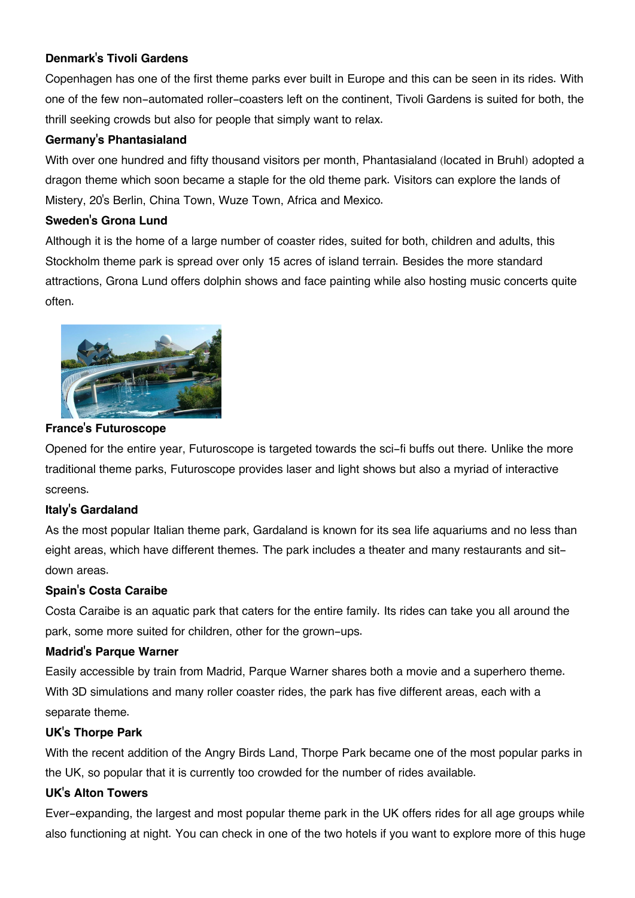**Denmark's Tivoli Gardens**

Copenhagen has one of the first theme parks ever built in Europe and this can be seen in its rides. With one of the few non-automated roller-coasters left on the continent, Tivoli Gardens is suited for both, the thrill seeking crowds but also for people that simply want to relax.

**Germany's Phantasialand**

With over one hundred and fifty thousand visitors per month, Phantasialand (located in Bruhl) adopted a dragon theme which soon became a staple for the old theme park. Visitors can explore the lands of Mistery, 20's Berlin, China Town, Wuze Town, Africa and Mexico.

**Sweden's Grona Lund**

Although it is the home of a large number of coaster rides, suited for both, children and adults, this Stockholm theme park is spread over only 15 acres of island terrain. Besides the more standard attractions, Grona Lund offers dolphin shows and face painting while also hosting music concerts quite often.

**France's Futuroscope**

Opened for the entire year, Futuroscope is targeted towards the sci-fi buffs out there. Unlike the more traditional theme parks, Futuroscope provides laser and light shows but also a myriad of interactive screens.

**Italy's Gardaland**

As the most popular Italian theme park, Gardaland is known for its sea life aquariums and no less than eight areas, which have different themes. The park includes a theater and many restaurants and sit-down areas.

**Spain's Costa Caraibe**

Costa Caraibe is an aquatic park that caters for the entire family. Its rides can take you all around the park, some more suited for children, other for the grown-ups.

**Madrid's Parque Warner**

Easily accessible by train from Madrid, Parque Warner shares both a movie and a superhero theme. With 3D simulations and many roller coaster rides, the park has five different areas, each with a separate theme.

**UK's Thorpe Park**

With the recent addition of the Angry Birds Land, Thorpe Park became one of the most popular parks in the UK, so popular that it is currently too crowded for the number of rides available.

**UK's Alton Towers**

Ever-expanding, the largest and most popular theme park in the UK offers rides for all age groups while also functioning at night. You can check in one of the two hotels if you want to explore more of this huge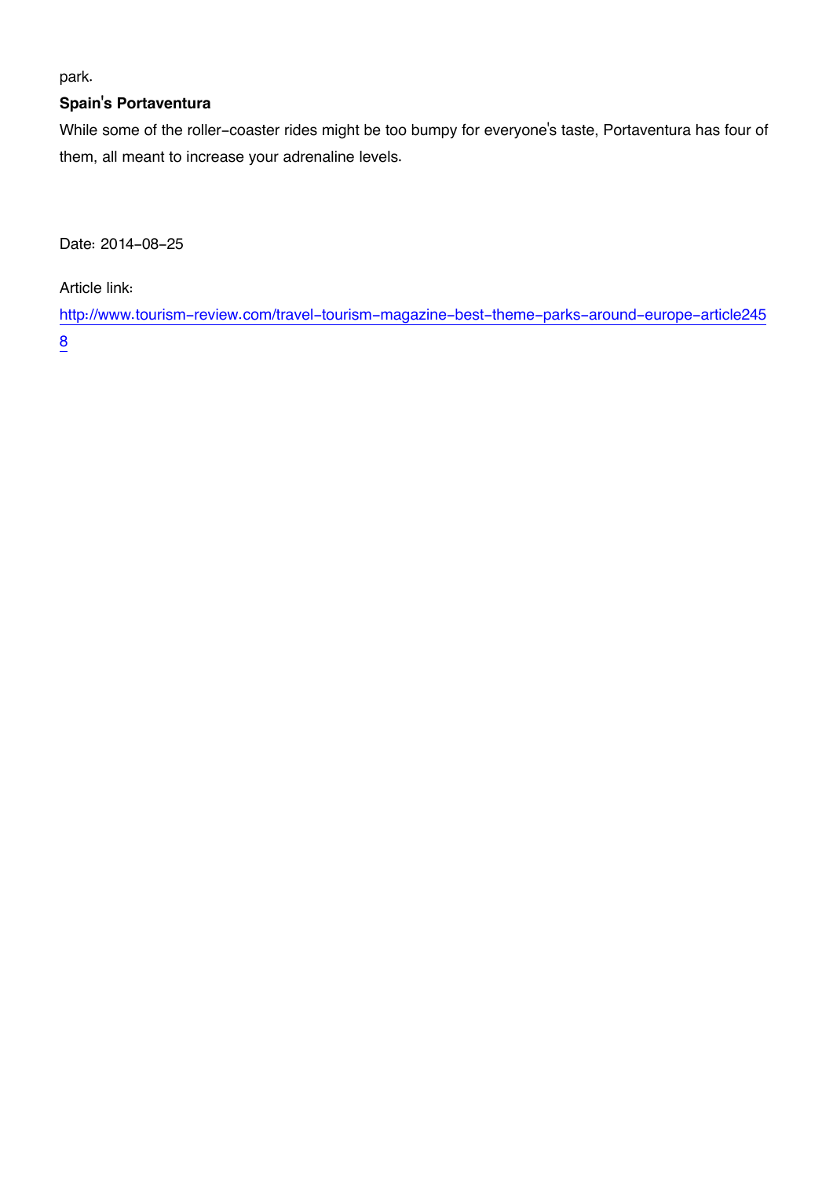park.

**Spain's Portaventura**

While some of the roller-coaster rides might be too bumpy for everyone's taste, Portaventura has four of them, all meant to increase your adrenaline levels.

Date: 2014-08-25

Article link:
[http://www.tourism-review.com/travel-tourism-magazine-best-theme-parks-around-europe-article2458](http://www.tourism-review.com/travel-tourism-magazine-best-theme-parks-around-europe-article2458)